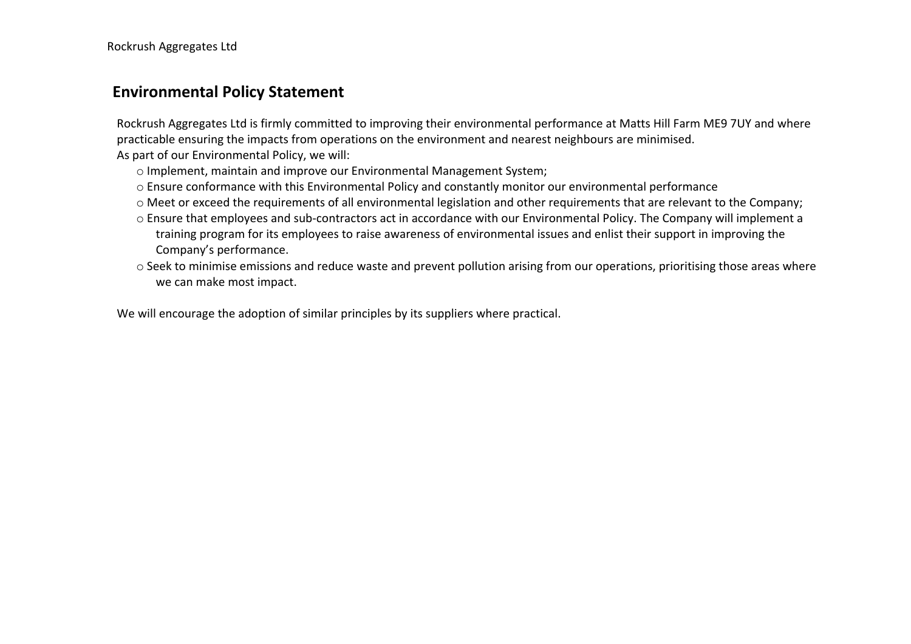Rockrush Aggregates Ltd

## Environmental Policy Statement

Rockrush Aggregates Ltd is firmly committed to improving their environmental performance at Matts Hill Farm ME9 7UY and where practicable ensuring the impacts from operations on the environment and nearest neighbours are minimised.
As part of our Environmental Policy, we will:

- Implement, maintain and improve our Environmental Management System;
- Ensure conformance with this Environmental Policy and constantly monitor our environmental performance
- Meet or exceed the requirements of all environmental legislation and other requirements that are relevant to the Company;
- Ensure that employees and sub-contractors act in accordance with our Environmental Policy. The Company will implement a training program for its employees to raise awareness of environmental issues and enlist their support in improving the Company's performance.
- Seek to minimise emissions and reduce waste and prevent pollution arising from our operations, prioritising those areas where we can make most impact.

We will encourage the adoption of similar principles by its suppliers where practical.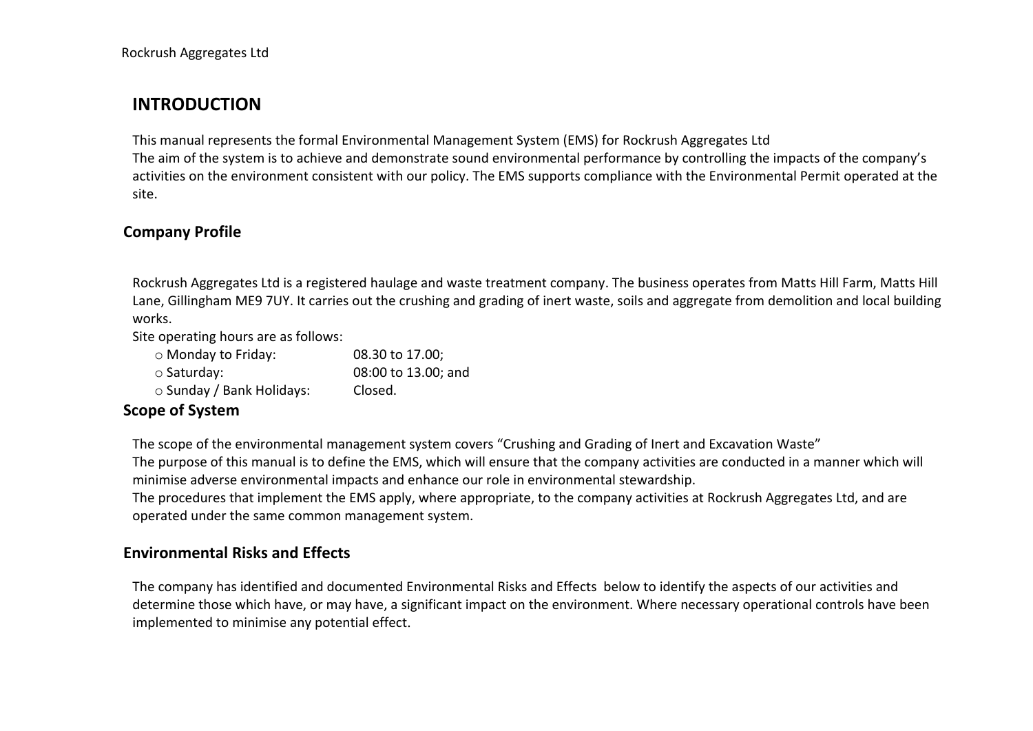# INTRODUCTION

This manual represents the formal Environmental Management System (EMS) for Rockrush Aggregates Ltd
The aim of the system is to achieve and demonstrate sound environmental performance by controlling the impacts of the company's activities on the environment consistent with our policy. The EMS supports compliance with the Environmental Permit operated at the site.

## Company Profile

Rockrush Aggregates Ltd is a registered haulage and waste treatment company. The business operates from Matts Hill Farm, Matts Hill Lane, Gillingham ME9 7UY. It carries out the crushing and grading of inert waste, soils and aggregate from demolition and local building works.

Site operating hours are as follows:

- Monday to Friday: 08.30 to 17.00;
- Saturday: 08:00 to 13.00; and
- Sunday / Bank Holidays: Closed.

## Scope of System

The scope of the environmental management system covers "Crushing and Grading of Inert and Excavation Waste"
The purpose of this manual is to define the EMS, which will ensure that the company activities are conducted in a manner which will minimise adverse environmental impacts and enhance our role in environmental stewardship.
The procedures that implement the EMS apply, where appropriate, to the company activities at Rockrush Aggregates Ltd, and are operated under the same common management system.

## Environmental Risks and Effects

The company has identified and documented Environmental Risks and Effects below to identify the aspects of our activities and determine those which have, or may have, a significant impact on the environment. Where necessary operational controls have been implemented to minimise any potential effect.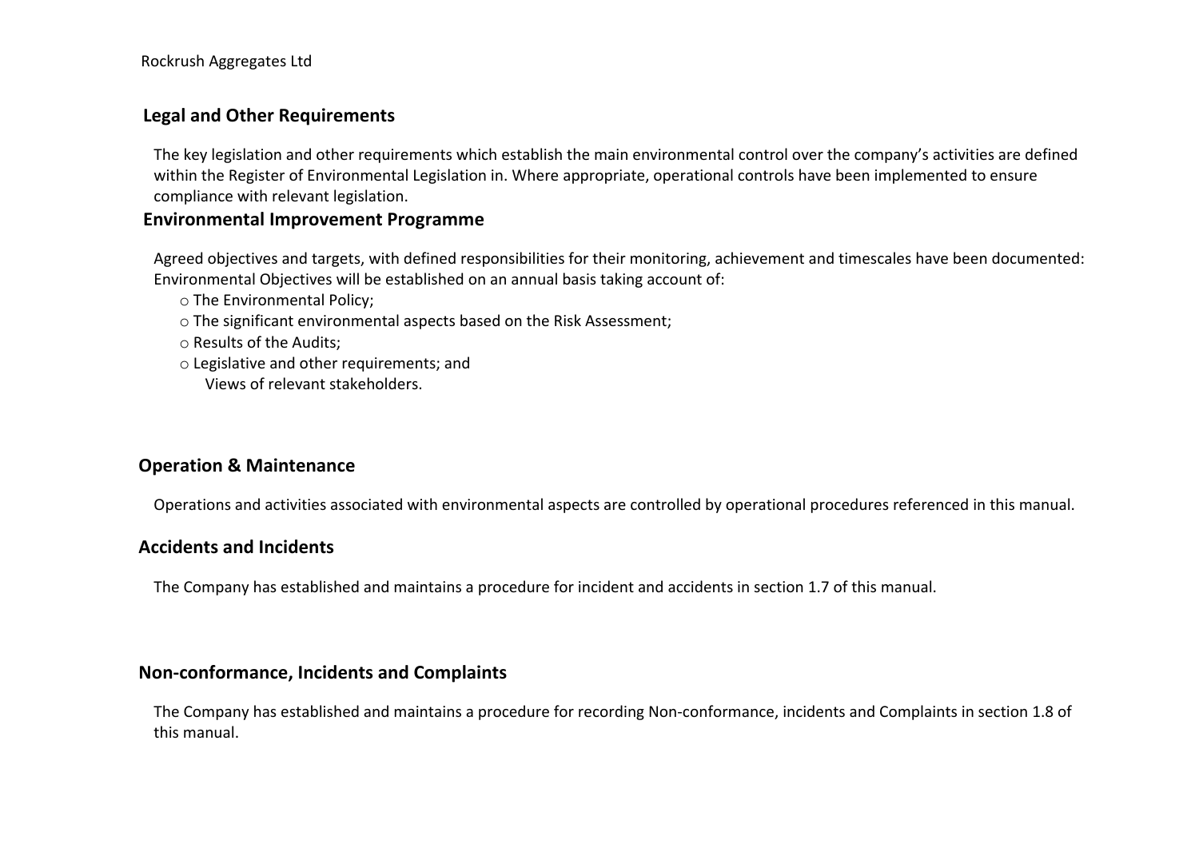## Legal and Other Requirements

The key legislation and other requirements which establish the main environmental control over the company's activities are defined within the Register of Environmental Legislation in. Where appropriate, operational controls have been implemented to ensure compliance with relevant legislation.

## Environmental Improvement Programme

Agreed objectives and targets, with defined responsibilities for their monitoring, achievement and timescales have been documented: Environmental Objectives will be established on an annual basis taking account of:

- The Environmental Policy;
- The significant environmental aspects based on the Risk Assessment;
- Results of the Audits;
- Legislative and other requirements; and
  Views of relevant stakeholders.

## Operation & Maintenance

Operations and activities associated with environmental aspects are controlled by operational procedures referenced in this manual.

## Accidents and Incidents

The Company has established and maintains a procedure for incident and accidents in section 1.7 of this manual.

## Non-conformance, Incidents and Complaints

The Company has established and maintains a procedure for recording Non-conformance, incidents and Complaints in section 1.8 of this manual.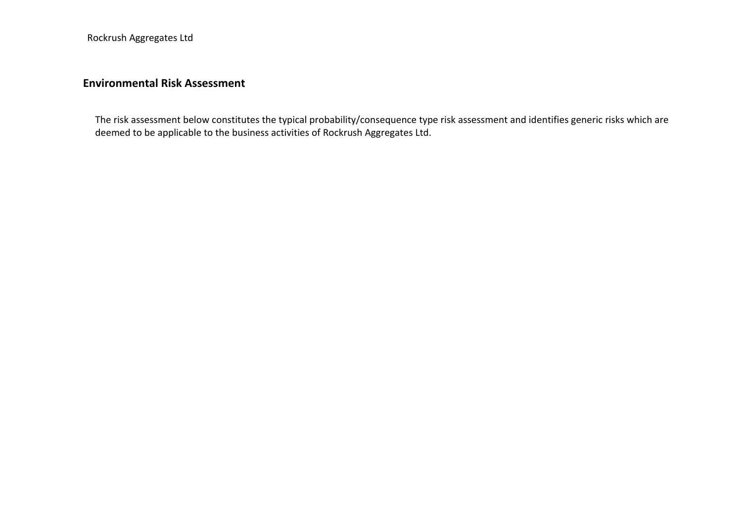Rockrush Aggregates Ltd

## Environmental Risk Assessment

The risk assessment below constitutes the typical probability/consequence type risk assessment and identifies generic risks which are deemed to be applicable to the business activities of Rockrush Aggregates Ltd.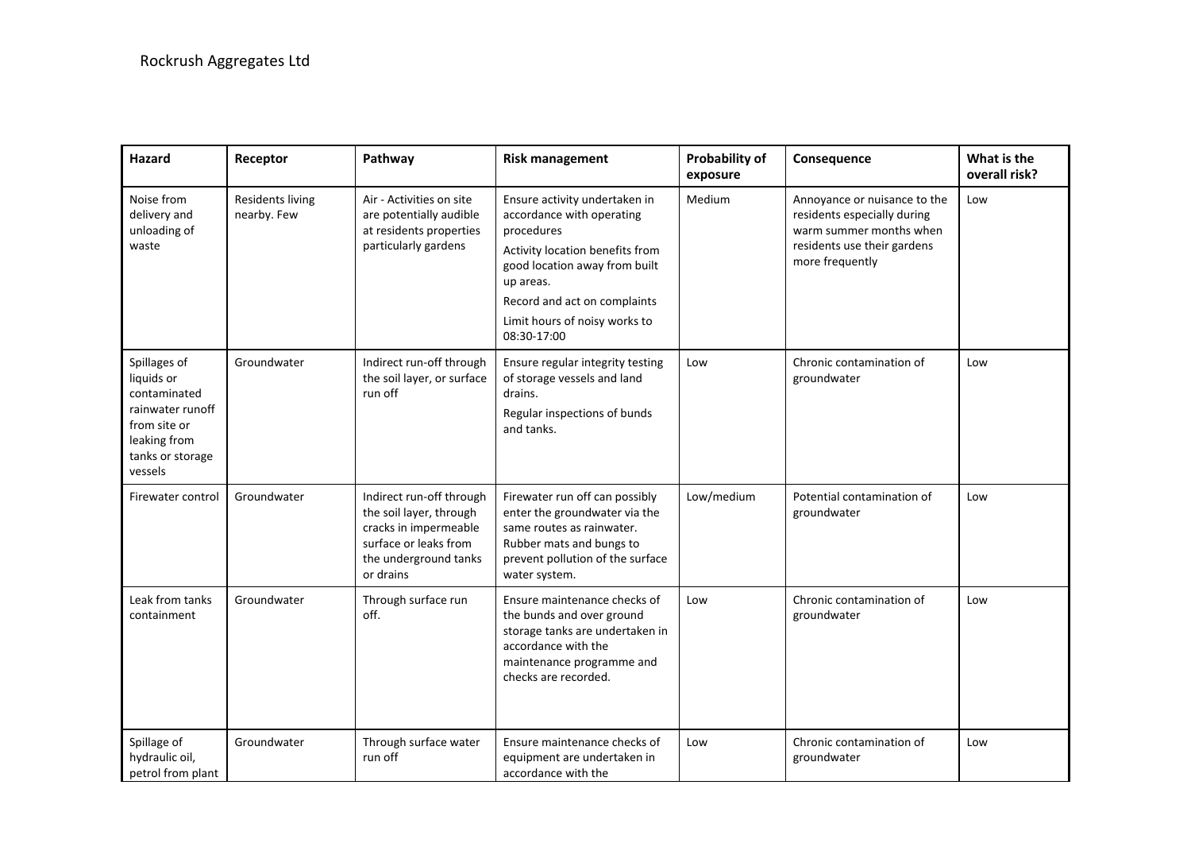Rockrush Aggregates Ltd

| Hazard | Receptor | Pathway | Risk management | Probability of exposure | Consequence | What is the overall risk? |
|---|---|---|---|---|---|---|
| Noise from delivery and unloading of waste | Residents living nearby. Few | Air - Activities on site are potentially audible at residents properties particularly gardens | Ensure activity undertaken in accordance with operating procedures<br>Activity location benefits from good location away from built up areas.<br>Record and act on complaints<br>Limit hours of noisy works to 08:30-17:00 | Medium | Annoyance or nuisance to the residents especially during warm summer months when residents use their gardens more frequently | Low |
| Spillages of liquids or contaminated rainwater runoff from site or leaking from tanks or storage vessels | Groundwater | Indirect run-off through the soil layer, or surface run off | Ensure regular integrity testing of storage vessels and land drains.<br>Regular inspections of bunds and tanks. | Low | Chronic contamination of groundwater | Low |
| Firewater control | Groundwater | Indirect run-off through the soil layer, through cracks in impermeable surface or leaks from the underground tanks or drains | Firewater run off can possibly enter the groundwater via the same routes as rainwater. Rubber mats and bungs to prevent pollution of the surface water system. | Low/medium | Potential contamination of groundwater | Low |
| Leak from tanks containment | Groundwater | Through surface run off. | Ensure maintenance checks of the bunds and over ground storage tanks are undertaken in accordance with the maintenance programme and checks are recorded. | Low | Chronic contamination of groundwater | Low |
| Spillage of hydraulic oil, petrol from plant | Groundwater | Through surface water run off | Ensure maintenance checks of equipment are undertaken in accordance with the | Low | Chronic contamination of groundwater | Low |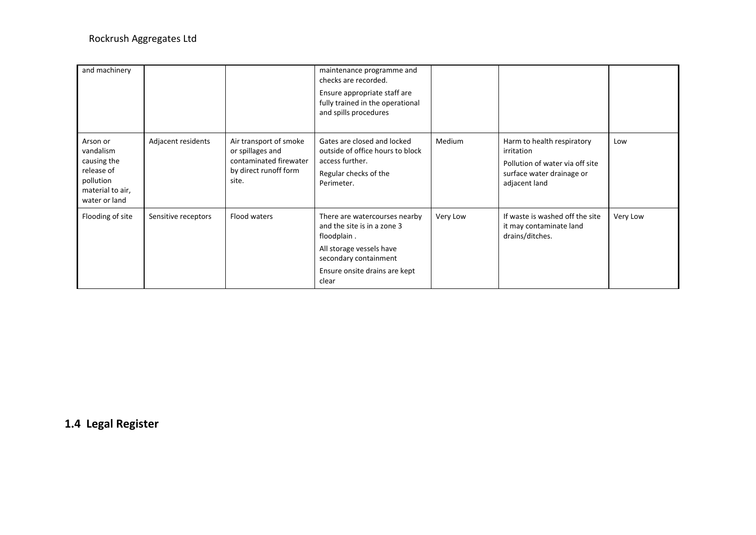| and machinery | | | maintenance programme and checks are recorded.<br>Ensure appropriate staff are fully trained in the operational and spills procedures | | | |
|---|---|---|---|---|---|---|
| Arson or vandalism causing the release of pollution material to air, water or land | Adjacent residents | Air transport of smoke or spillages and contaminated firewater by direct runoff form site. | Gates are closed and locked outside of office hours to block access further.<br>Regular checks of the Perimeter. | Medium | Harm to health respiratory irritation<br>Pollution of water via off site surface water drainage or adjacent land | Low |
| Flooding of site | Sensitive receptors | Flood waters | There are watercourses nearby and the site is in a zone 3 floodplain .<br>All storage vessels have secondary containment<br>Ensure onsite drains are kept clear | Very Low | If waste is washed off the site it may contaminate land drains/ditches. | Very Low |

## 1.4 Legal Register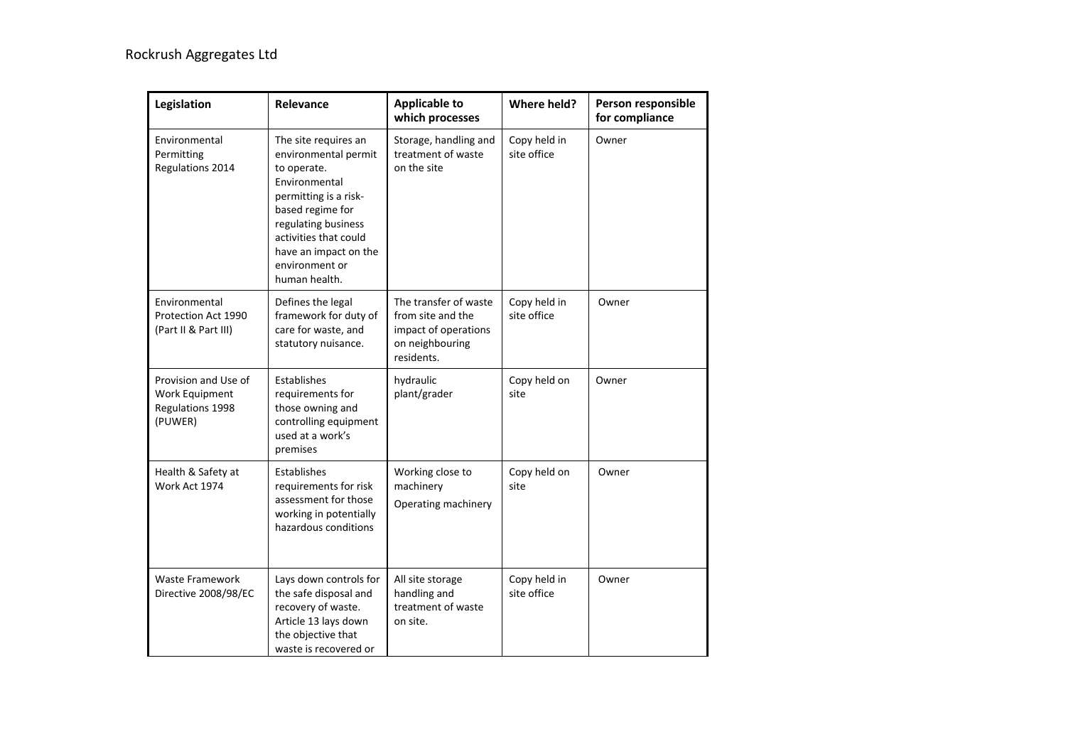| Legislation | Relevance | Applicable to which processes | Where held? | Person responsible for compliance |
|---|---|---|---|---|
| Environmental Permitting Regulations 2014 | The site requires an environmental permit to operate. Environmental permitting is a risk-based regime for regulating business activities that could have an impact on the environment or human health. | Storage, handling and treatment of waste on the site | Copy held in site office | Owner |
| Environmental Protection Act 1990 (Part II & Part III) | Defines the legal framework for duty of care for waste, and statutory nuisance. | The transfer of waste from site and the impact of operations on neighbouring residents. | Copy held in site office | Owner |
| Provision and Use of Work Equipment Regulations 1998 (PUWER) | Establishes requirements for those owning and controlling equipment used at a work's premises | hydraulic plant/grader | Copy held on site | Owner |
| Health & Safety at Work Act 1974 | Establishes requirements for risk assessment for those working in potentially hazardous conditions | Working close to machinery<br>Operating machinery | Copy held on site | Owner |
| Waste Framework Directive 2008/98/EC | Lays down controls for the safe disposal and recovery of waste. Article 13 lays down the objective that waste is recovered or | All site storage handling and treatment of waste on site. | Copy held in site office | Owner |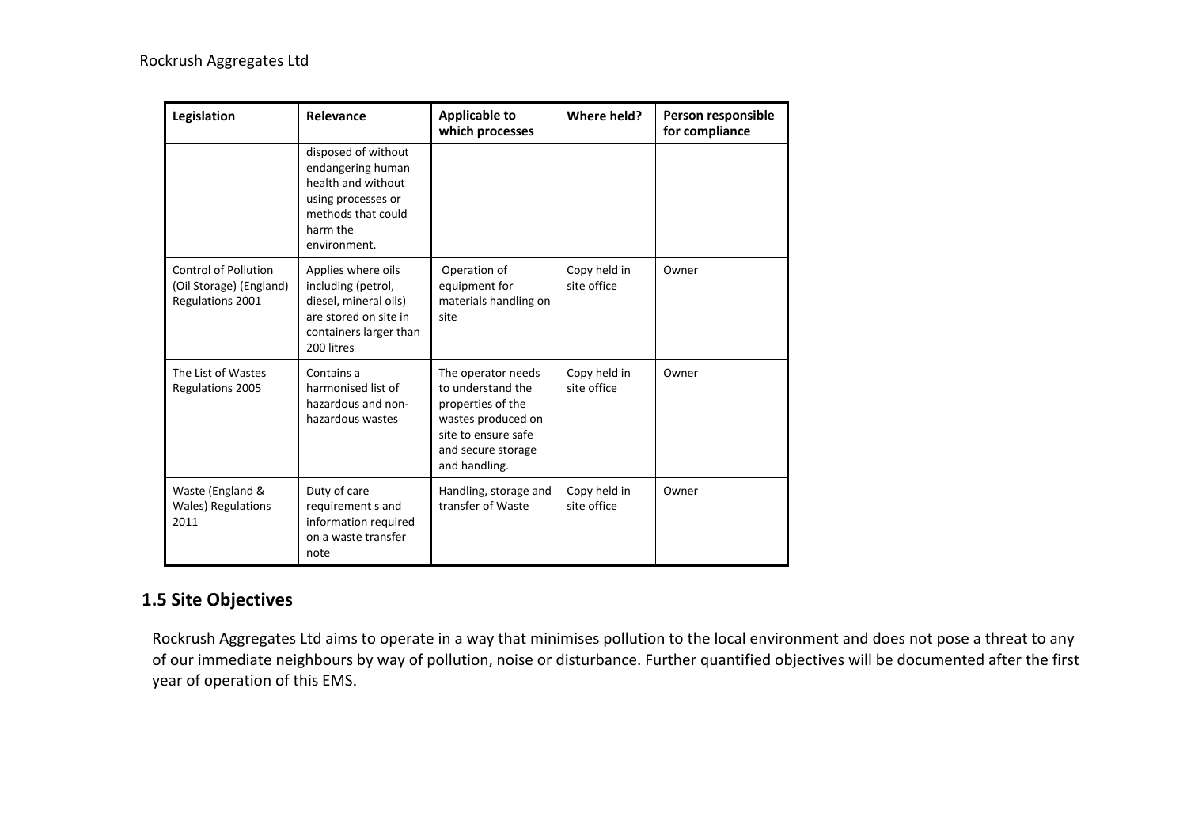| Legislation | Relevance | Applicable to which processes | Where held? | Person responsible for compliance |
|---|---|---|---|---|
| | disposed of without endangering human health and without using processes or methods that could harm the environment. | | | |
| Control of Pollution (Oil Storage) (England) Regulations 2001 | Applies where oils including (petrol, diesel, mineral oils) are stored on site in containers larger than 200 litres | Operation of equipment for materials handling on site | Copy held in site office | Owner |
| The List of Wastes Regulations 2005 | Contains a harmonised list of hazardous and non-hazardous wastes | The operator needs to understand the properties of the wastes produced on site to ensure safe and secure storage and handling. | Copy held in site office | Owner |
| Waste (England & Wales) Regulations 2011 | Duty of care requirement s and information required on a waste transfer note | Handling, storage and transfer of Waste | Copy held in site office | Owner |

## 1.5 Site Objectives

Rockrush Aggregates Ltd aims to operate in a way that minimises pollution to the local environment and does not pose a threat to any of our immediate neighbours by way of pollution, noise or disturbance. Further quantified objectives will be documented after the first year of operation of this EMS.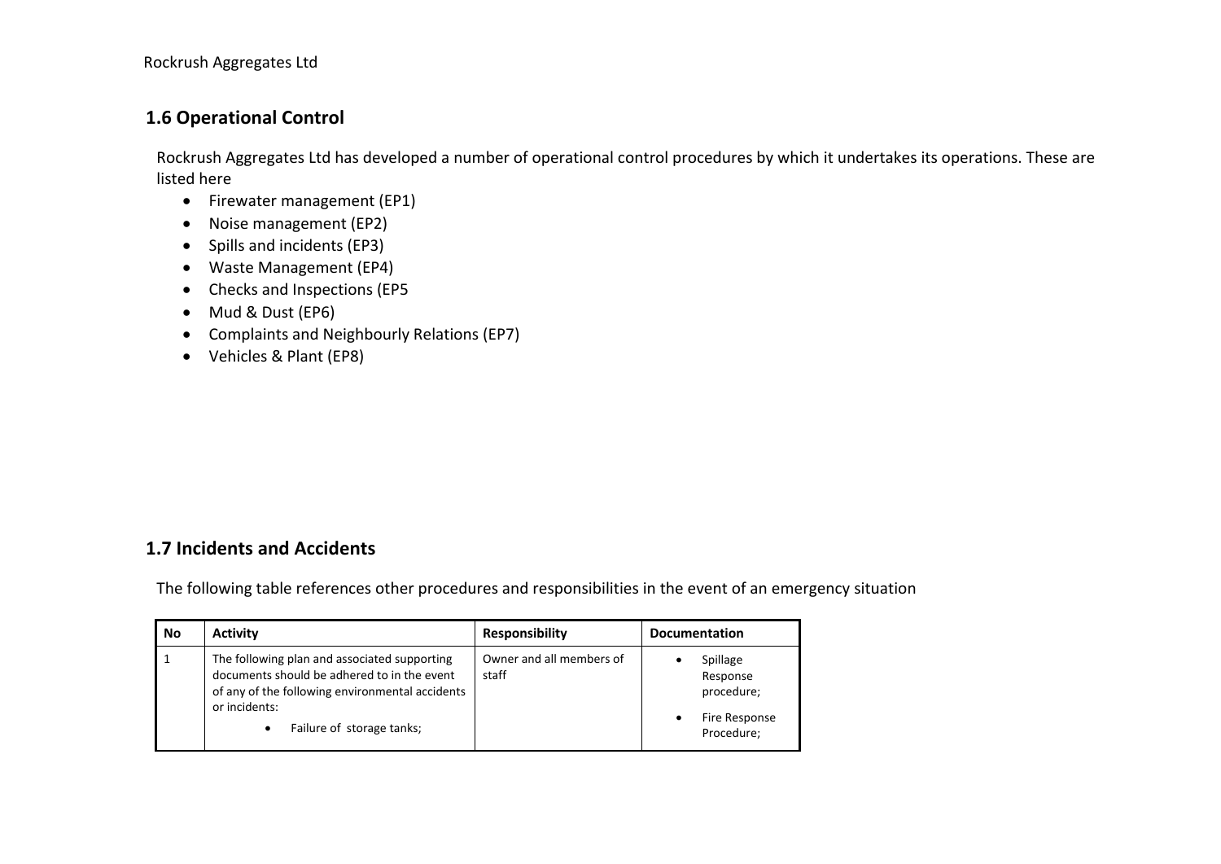## 1.6 Operational Control

Rockrush Aggregates Ltd has developed a number of operational control procedures by which it undertakes its operations. These are listed here

- Firewater management (EP1)
- Noise management (EP2)
- Spills and incidents (EP3)
- Waste Management (EP4)
- Checks and Inspections (EP5
- Mud & Dust (EP6)
- Complaints and Neighbourly Relations (EP7)
- Vehicles & Plant (EP8)

## 1.7 Incidents and Accidents

The following table references other procedures and responsibilities in the event of an emergency situation

| No | Activity | Responsibility | Documentation |
|---|---|---|---|
| 1 | The following plan and associated supporting documents should be adhered to in the event of any of the following environmental accidents or incidents:<br>• Failure of storage tanks; | Owner and all members of staff | • Spillage Response procedure;<br>• Fire Response Procedure; |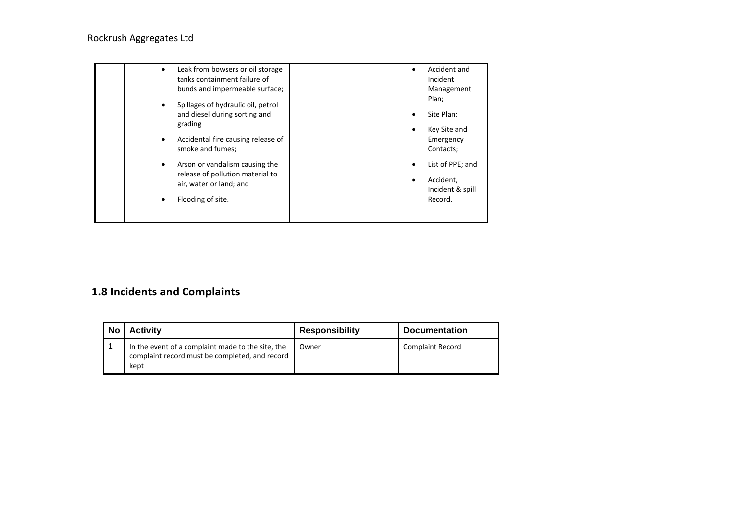| | | | |
|---|---|---|---|
| | • Leak from bowsers or oil storage tanks containment failure of bunds and impermeable surface;<br>• Spillages of hydraulic oil, petrol and diesel during sorting and grading<br>• Accidental fire causing release of smoke and fumes;<br>• Arson or vandalism causing the release of pollution material to air, water or land; and<br>• Flooding of site. | | • Accident and Incident Management Plan;<br>• Site Plan;<br>• Key Site and Emergency Contacts;<br>• List of PPE; and<br>• Accident, Incident & spill Record. |

## 1.8 Incidents and Complaints

| No | Activity | Responsibility | Documentation |
|---|---|---|---|
| 1 | In the event of a complaint made to the site, the complaint record must be completed, and record kept | Owner | Complaint Record |